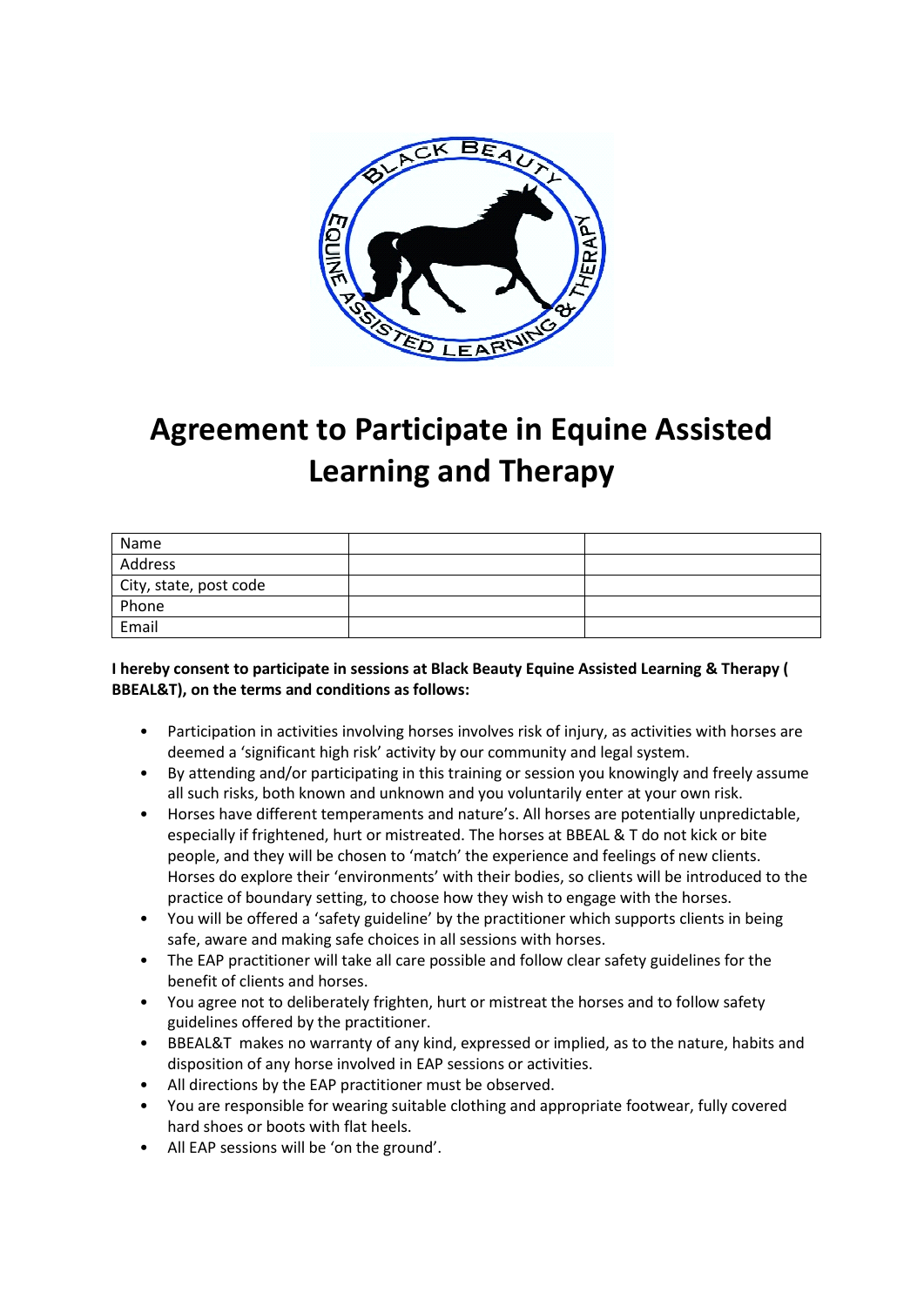# Agreement to Participate in Equine Assisted Learning and Therapy

| Name | | |
|---|---|---|
| Address | | |
| City, state, post code | | |
| Phone | | |
| Email | | |

**I hereby consent to participate in sessions at Black Beauty Equine Assisted Learning & Therapy ( BBEAL&T), on the terms and conditions as follows:**

- Participation in activities involving horses involves risk of injury, as activities with horses are deemed a 'significant high risk' activity by our community and legal system.
- By attending and/or participating in this training or session you knowingly and freely assume all such risks, both known and unknown and you voluntarily enter at your own risk.
- Horses have different temperaments and nature's. All horses are potentially unpredictable, especially if frightened, hurt or mistreated. The horses at BBEAL & T do not kick or bite people, and they will be chosen to 'match' the experience and feelings of new clients. Horses do explore their 'environments' with their bodies, so clients will be introduced to the practice of boundary setting, to choose how they wish to engage with the horses.
- You will be offered a 'safety guideline' by the practitioner which supports clients in being safe, aware and making safe choices in all sessions with horses.
- The EAP practitioner will take all care possible and follow clear safety guidelines for the benefit of clients and horses.
- You agree not to deliberately frighten, hurt or mistreat the horses and to follow safety guidelines offered by the practitioner.
- BBEAL&T makes no warranty of any kind, expressed or implied, as to the nature, habits and disposition of any horse involved in EAP sessions or activities.
- All directions by the EAP practitioner must be observed.
- You are responsible for wearing suitable clothing and appropriate footwear, fully covered hard shoes or boots with flat heels.
- All EAP sessions will be 'on the ground'.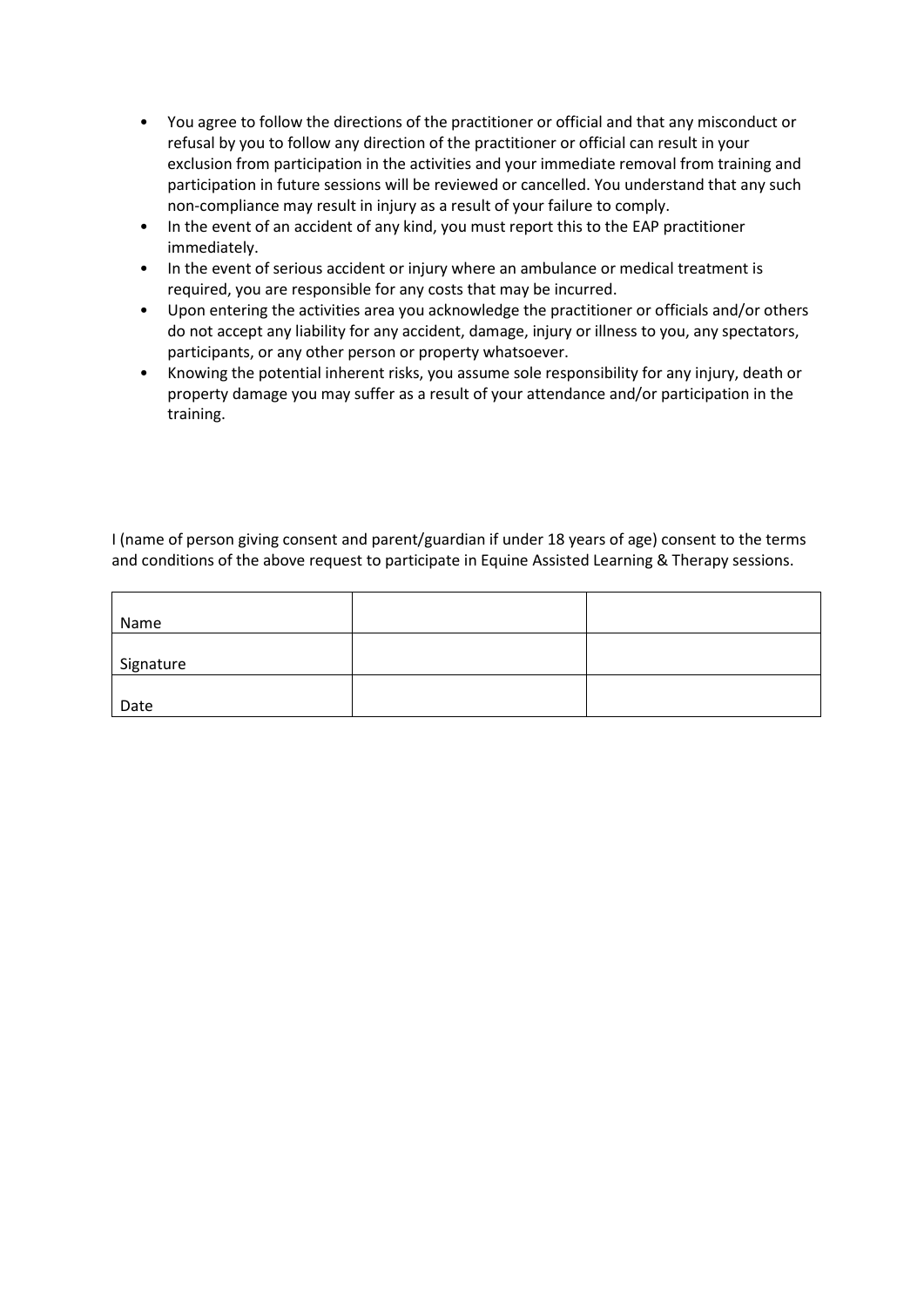- You agree to follow the directions of the practitioner or official and that any misconduct or refusal by you to follow any direction of the practitioner or official can result in your exclusion from participation in the activities and your immediate removal from training and participation in future sessions will be reviewed or cancelled. You understand that any such non-compliance may result in injury as a result of your failure to comply.
- In the event of an accident of any kind, you must report this to the EAP practitioner immediately.
- In the event of serious accident or injury where an ambulance or medical treatment is required, you are responsible for any costs that may be incurred.
- Upon entering the activities area you acknowledge the practitioner or officials and/or others do not accept any liability for any accident, damage, injury or illness to you, any spectators, participants, or any other person or property whatsoever.
- Knowing the potential inherent risks, you assume sole responsibility for any injury, death or property damage you may suffer as a result of your attendance and/or participation in the training.

I (name of person giving consent and parent/guardian if under 18 years of age) consent to the terms and conditions of the above request to participate in Equine Assisted Learning & Therapy sessions.

| | | |
|---|---|---|
| Name | | |
| Signature | | |
| Date | | |